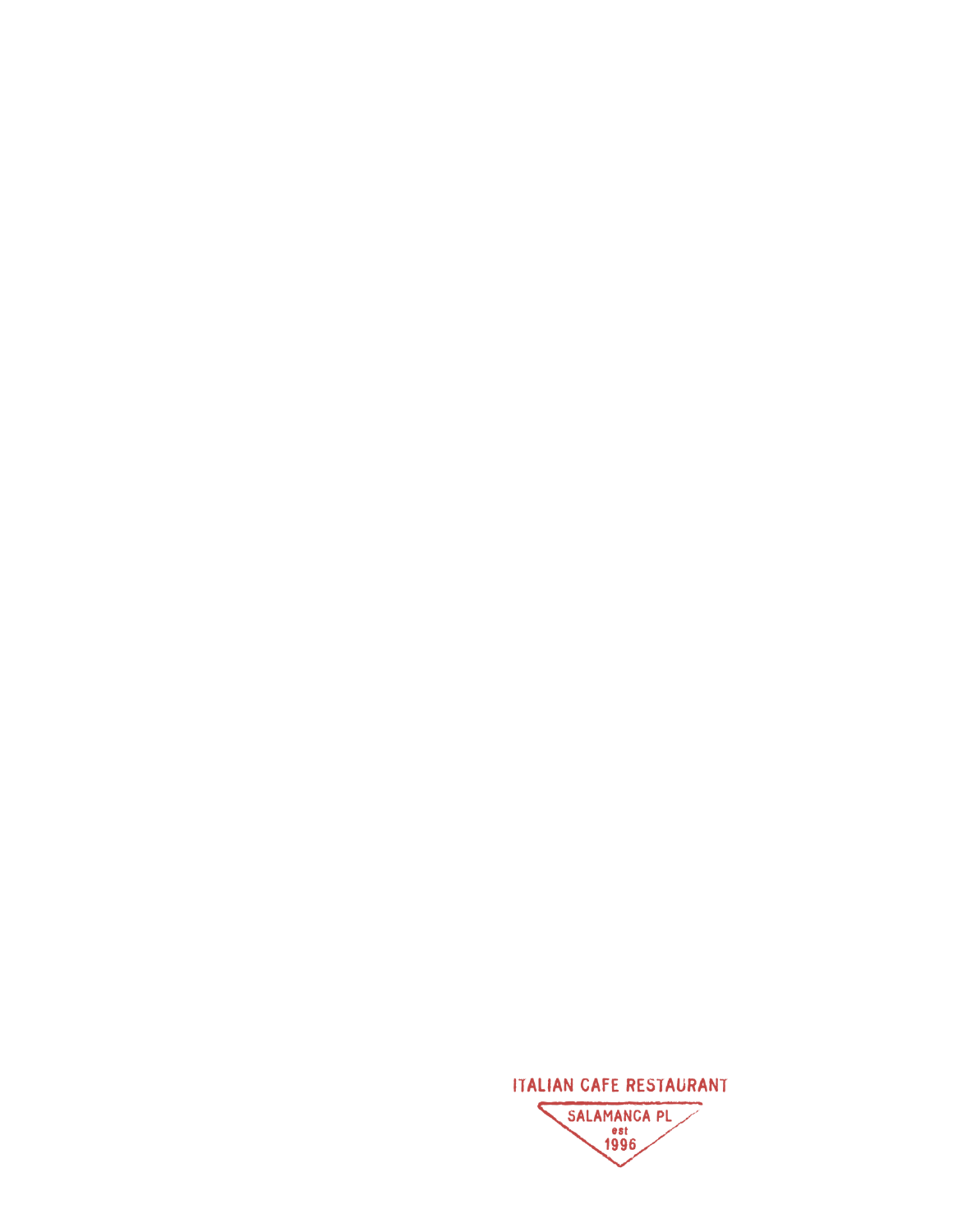ITALIAN CAFE RESTAURANT

SALAMANCA PL

est

1996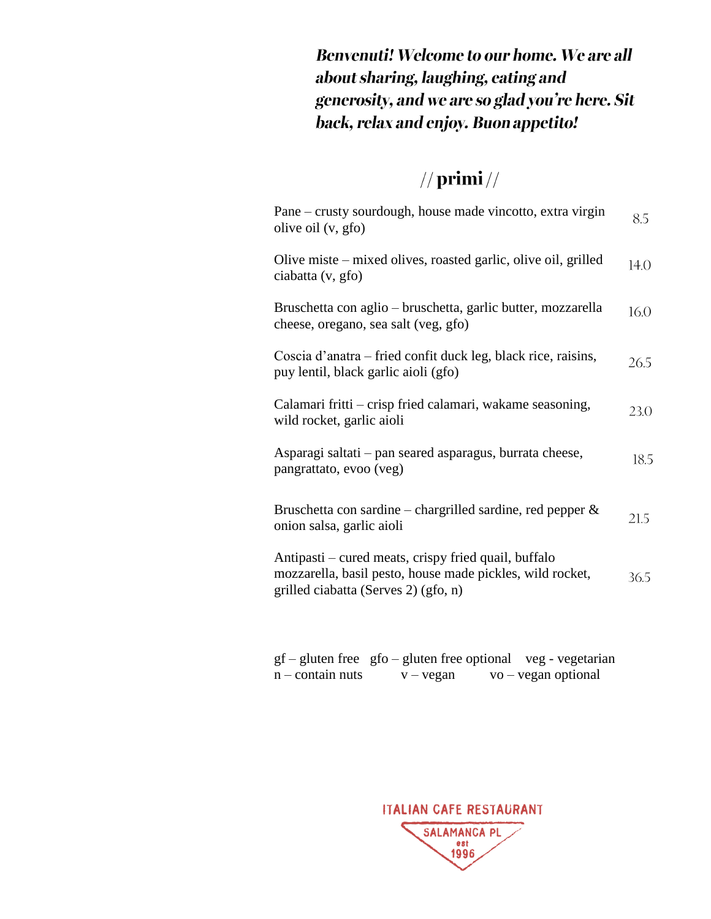***Benvenuti! Welcome to our home. We are all about sharing, laughing, eating and generosity, and we are so glad you're here. Sit back, relax and enjoy. Buon appetito!***

## // primi //

| Item | Price |
| --- | --- |
| Pane – crusty sourdough, house made vincotto, extra virgin olive oil (v, gfo) | 8.5 |
| Olive miste – mixed olives, roasted garlic, olive oil, grilled ciabatta (v, gfo) | 14.0 |
| Bruschetta con aglio – bruschetta, garlic butter, mozzarella cheese, oregano, sea salt (veg, gfo) | 16.0 |
| Coscia d'anatra – fried confit duck leg, black rice, raisins, puy lentil, black garlic aioli (gfo) | 26.5 |
| Calamari fritti – crisp fried calamari, wakame seasoning, wild rocket, garlic aioli | 23.0 |
| Asparagi saltati – pan seared asparagus, burrata cheese, pangrattato, evoo (veg) | 18.5 |
| Bruschetta con sardine – chargrilled sardine, red pepper & onion salsa, garlic aioli | 21.5 |
| Antipasti – cured meats, crispy fried quail, buffalo mozzarella, basil pesto, house made pickles, wild rocket, grilled ciabatta (Serves 2) (gfo, n) | 36.5 |

gf – gluten free gfo – gluten free optional veg - vegetarian
n – contain nuts v – vegan vo – vegan optional

ITALIAN CAFE RESTAURANT
SALAMANCA PL
est
1996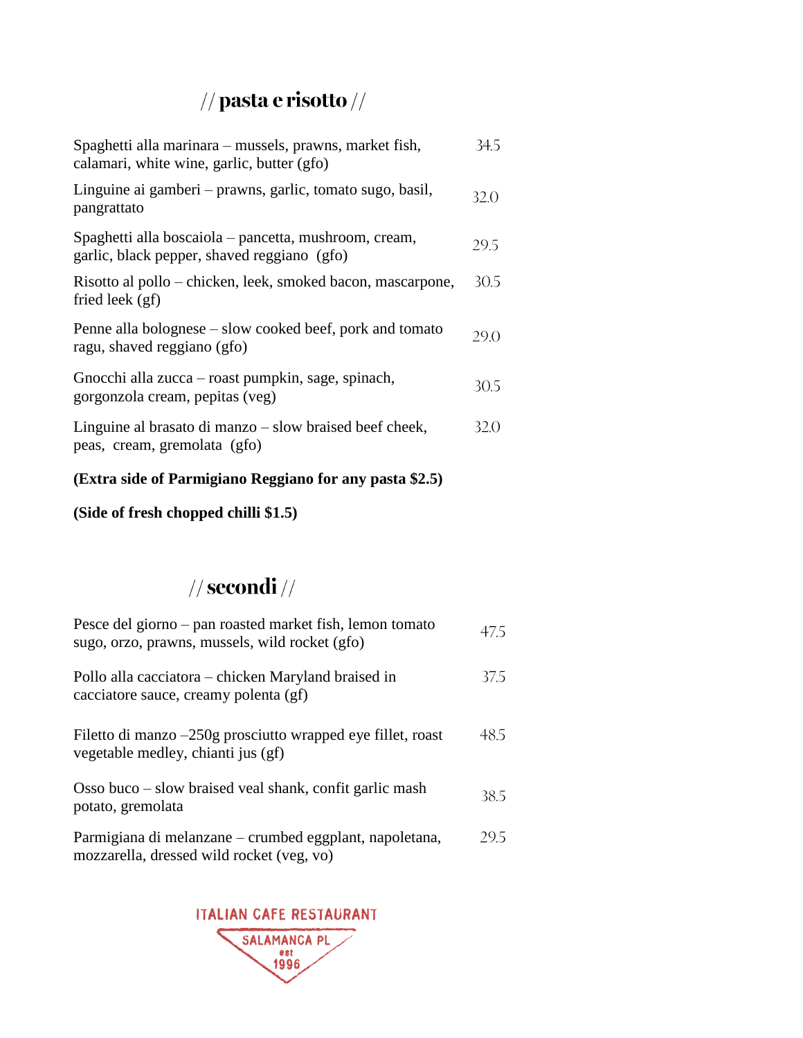## // pasta e risotto //

| | |
|---|---|
| Spaghetti alla marinara – mussels, prawns, market fish, calamari, white wine, garlic, butter (gfo) | 34.5 |
| Linguine ai gamberi – prawns, garlic, tomato sugo, basil, pangrattato | 32.0 |
| Spaghetti alla boscaiola – pancetta, mushroom, cream, garlic, black pepper, shaved reggiano (gfo) | 29.5 |
| Risotto al pollo – chicken, leek, smoked bacon, mascarpone, fried leek (gf) | 30.5 |
| Penne alla bolognese – slow cooked beef, pork and tomato ragu, shaved reggiano (gfo) | 29.0 |
| Gnocchi alla zucca – roast pumpkin, sage, spinach, gorgonzola cream, pepitas (veg) | 30.5 |
| Linguine al brasato di manzo – slow braised beef cheek, peas, cream, gremolata (gfo) | 32.0 |

**(Extra side of Parmigiano Reggiano for any pasta $2.5)**

**(Side of fresh chopped chilli $1.5)**

## // secondi //

| | |
|---|---|
| Pesce del giorno – pan roasted market fish, lemon tomato sugo, orzo, prawns, mussels, wild rocket (gfo) | 47.5 |
| Pollo alla cacciatora – chicken Maryland braised in cacciatore sauce, creamy polenta (gf) | 37.5 |
| Filetto di manzo –250g prosciutto wrapped eye fillet, roast vegetable medley, chianti jus (gf) | 48.5 |
| Osso buco – slow braised veal shank, confit garlic mash potato, gremolata | 38.5 |
| Parmigiana di melanzane – crumbed eggplant, napoletana, mozzarella, dressed wild rocket (veg, vo) | 29.5 |

ITALIAN CAFE RESTAURANT

SALAMANCA PL

est 1996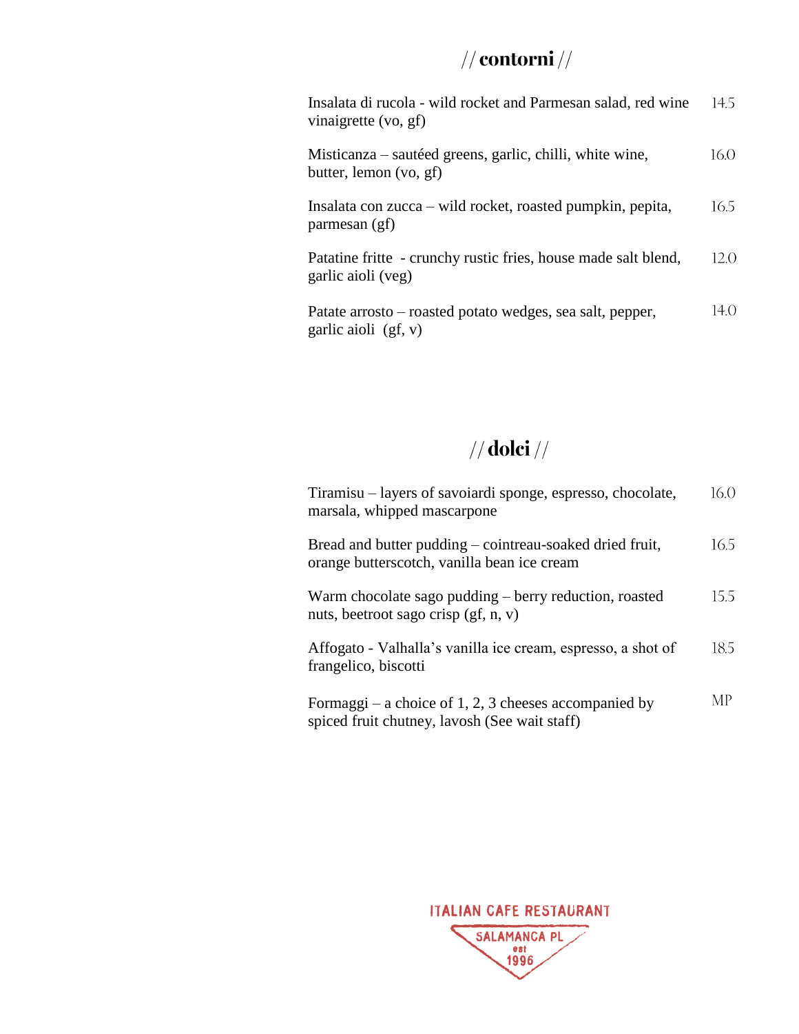## // contorni //

| | |
|---|---|
| Insalata di rucola - wild rocket and Parmesan salad, red wine vinaigrette (vo, gf) | 14.5 |
| Misticanza – sautéed greens, garlic, chilli, white wine, butter, lemon (vo, gf) | 16.0 |
| Insalata con zucca – wild rocket, roasted pumpkin, pepita, parmesan (gf) | 16.5 |
| Patatine fritte - crunchy rustic fries, house made salt blend, garlic aioli (veg) | 12.0 |
| Patate arrosto – roasted potato wedges, sea salt, pepper, garlic aioli (gf, v) | 14.0 |

## // dolci //

| | |
|---|---|
| Tiramisu – layers of savoiardi sponge, espresso, chocolate, marsala, whipped mascarpone | 16.0 |
| Bread and butter pudding – cointreau-soaked dried fruit, orange butterscotch, vanilla bean ice cream | 16.5 |
| Warm chocolate sago pudding – berry reduction, roasted nuts, beetroot sago crisp (gf, n, v) | 15.5 |
| Affogato - Valhalla's vanilla ice cream, espresso, a shot of frangelico, biscotti | 18.5 |
| Formaggi – a choice of 1, 2, 3 cheeses accompanied by spiced fruit chutney, lavosh (See wait staff) | MP |

ITALIAN CAFE RESTAURANT

SALAMANCA PL

est

1996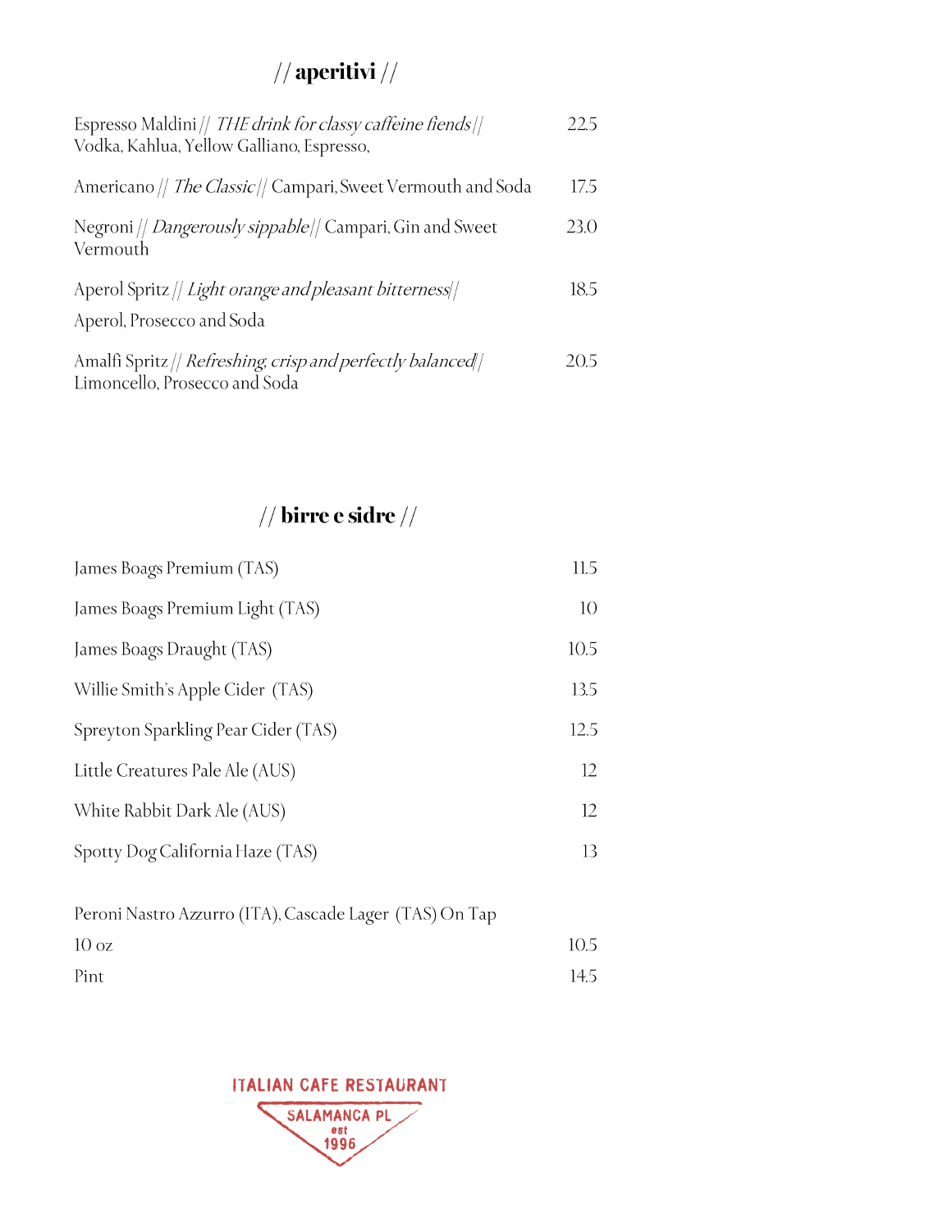## // aperitivi //

Espresso Maldini // *THE drink for classy caffeine fiends* // 22.5
Vodka, Kahlua, Yellow Galliano, Espresso,

Americano // *The Classic* // Campari, Sweet Vermouth and Soda 17.5

Negroni // *Dangerously sippable* // Campari, Gin and Sweet Vermouth 23.0

Aperol Spritz // *Light orange and pleasant bitterness* // 18.5
Aperol, Prosecco and Soda

Amalfi Spritz // *Refreshing, crisp and perfectly balanced* // 20.5
Limoncello, Prosecco and Soda

## // birre e sidre //

| | |
|---|---|
| James Boags Premium (TAS) | 11.5 |
| James Boags Premium Light (TAS) | 10 |
| James Boags Draught (TAS) | 10.5 |
| Willie Smith's Apple Cider (TAS) | 13.5 |
| Spreyton Sparkling Pear Cider (TAS) | 12.5 |
| Little Creatures Pale Ale (AUS) | 12 |
| White Rabbit Dark Ale (AUS) | 12 |
| Spotty Dog California Haze (TAS) | 13 |

Peroni Nastro Azzurro (ITA), Cascade Lager (TAS) On Tap

| | |
|---|---|
| 10 oz | 10.5 |
| Pint | 14.5 |

ITALIAN CAFE RESTAURANT
SALAMANCA PL
est
1996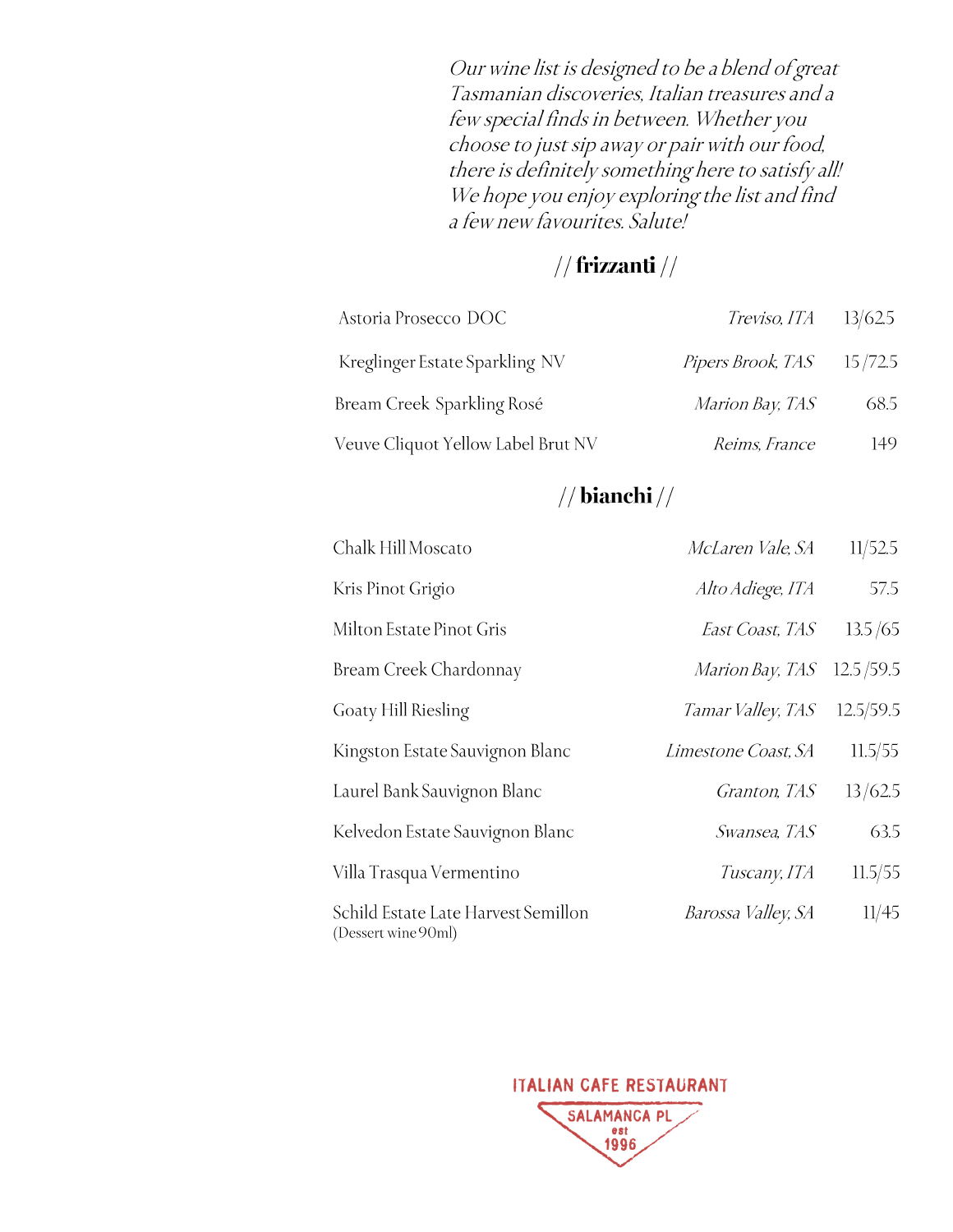*Our wine list is designed to be a blend of great Tasmanian discoveries, Italian treasures and a few special finds in between. Whether you choose to just sip away or pair with our food, there is definitely something here to satisfy all! We hope you enjoy exploring the list and find a few new favourites. Salute!*

## // frizzanti //

| | | |
|---|---|---|
| Astoria Prosecco DOC | *Treviso, ITA* | 13/62.5 |
| Kreglinger Estate Sparkling NV | *Pipers Brook, TAS* | 15/72.5 |
| Bream Creek Sparkling Rosé | *Marion Bay, TAS* | 68.5 |
| Veuve Cliquot Yellow Label Brut NV | *Reims, France* | 149 |

## // bianchi //

| | | |
|---|---|---|
| Chalk Hill Moscato | *McLaren Vale, SA* | 11/52.5 |
| Kris Pinot Grigio | *Alto Adiege, ITA* | 57.5 |
| Milton Estate Pinot Gris | *East Coast, TAS* | 13.5/65 |
| Bream Creek Chardonnay | *Marion Bay, TAS* | 12.5/59.5 |
| Goaty Hill Riesling | *Tamar Valley, TAS* | 12.5/59.5 |
| Kingston Estate Sauvignon Blanc | *Limestone Coast, SA* | 11.5/55 |
| Laurel Bank Sauvignon Blanc | *Granton, TAS* | 13/62.5 |
| Kelvedon Estate Sauvignon Blanc | *Swansea, TAS* | 63.5 |
| Villa Trasqua Vermentino | *Tuscany, ITA* | 11.5/55 |
| Schild Estate Late Harvest Semillon (Dessert wine 90ml) | *Barossa Valley, SA* | 11/45 |

ITALIAN CAFE RESTAURANT
SALAMANCA PL
est
1996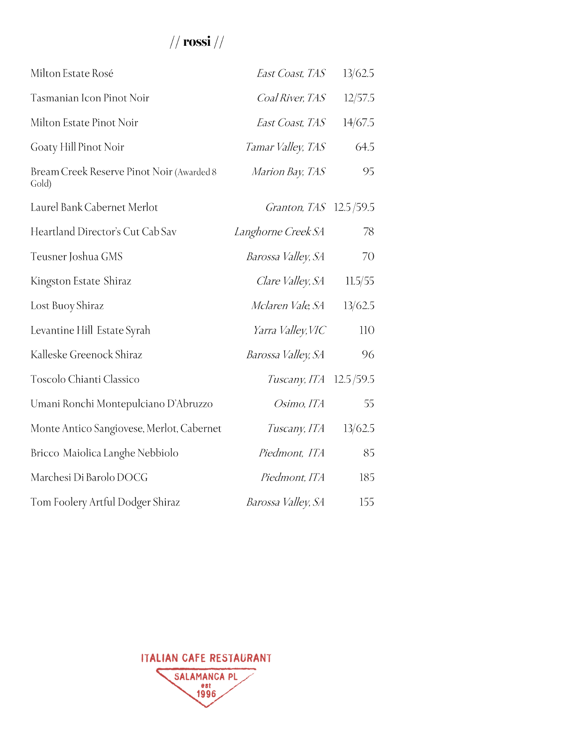## // rossi //

| Wine | Region | Price |
|---|---|---|
| Milton Estate Rosé | *East Coast, TAS* | 13/62.5 |
| Tasmanian Icon Pinot Noir | *Coal River, TAS* | 12/57.5 |
| Milton Estate Pinot Noir | *East Coast, TAS* | 14/67.5 |
| Goaty Hill Pinot Noir | *Tamar Valley, TAS* | 64.5 |
| Bream Creek Reserve Pinot Noir (Awarded 8 Gold) | *Marion Bay, TAS* | 95 |
| Laurel Bank Cabernet Merlot | *Granton, TAS* | 12.5 /59.5 |
| Heartland Director's Cut Cab Sav | *Langhorne Creek SA* | 78 |
| Teusner Joshua GMS | *Barossa Valley, SA* | 70 |
| Kingston Estate Shiraz | *Clare Valley, SA* | 11.5/55 |
| Lost Buoy Shiraz | *Mclaren Vale, SA* | 13/62.5 |
| Levantine Hill Estate Syrah | *Yarra Valley, VIC* | 110 |
| Kalleske Greenock Shiraz | *Barossa Valley, SA* | 96 |
| Toscolo Chianti Classico | *Tuscany, ITA* | 12.5 /59.5 |
| Umani Ronchi Montepulciano D'Abruzzo | *Osimo, ITA* | 55 |
| Monte Antico Sangiovese, Merlot, Cabernet | *Tuscany, ITA* | 13/62.5 |
| Bricco Maiolica Langhe Nebbiolo | *Piedmont, ITA* | 85 |
| Marchesi Di Barolo DOCG | *Piedmont, ITA* | 185 |
| Tom Foolery Artful Dodger Shiraz | *Barossa Valley, SA* | 155 |

ITALIAN CAFE RESTAURANT
SALAMANCA PL
est
1996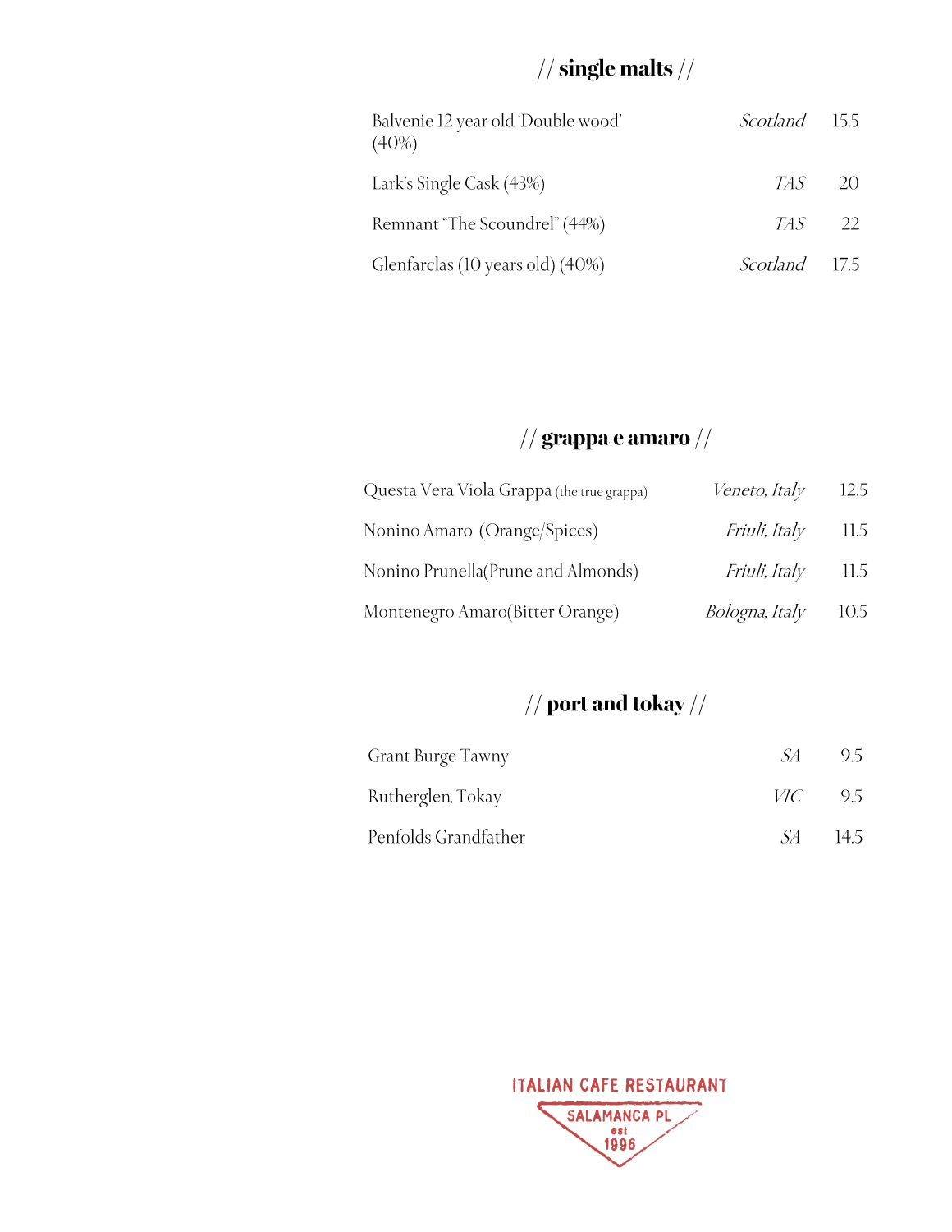## // single malts //

| | | |
|---|---|---|
| Balvenie 12 year old 'Double wood' (40%) | *Scotland* | 15.5 |
| Lark's Single Cask (43%) | *TAS* | 20 |
| Remnant "The Scoundrel" (44%) | *TAS* | 22 |
| Glenfarclas (10 years old) (40%) | *Scotland* | 17.5 |

## // grappa e amaro //

| | | |
|---|---|---|
| Questa Vera Viola Grappa (the true grappa) | *Veneto, Italy* | 12.5 |
| Nonino Amaro (Orange/Spices) | *Friuli, Italy* | 11.5 |
| Nonino Prunella(Prune and Almonds) | *Friuli, Italy* | 11.5 |
| Montenegro Amaro(Bitter Orange) | *Bologna, Italy* | 10.5 |

## // port and tokay //

| | | |
|---|---|---|
| Grant Burge Tawny | *SA* | 9.5 |
| Rutherglen, Tokay | *VIC* | 9.5 |
| Penfolds Grandfather | *SA* | 14.5 |

ITALIAN CAFE RESTAURANT
SALAMANCA PL
est
1996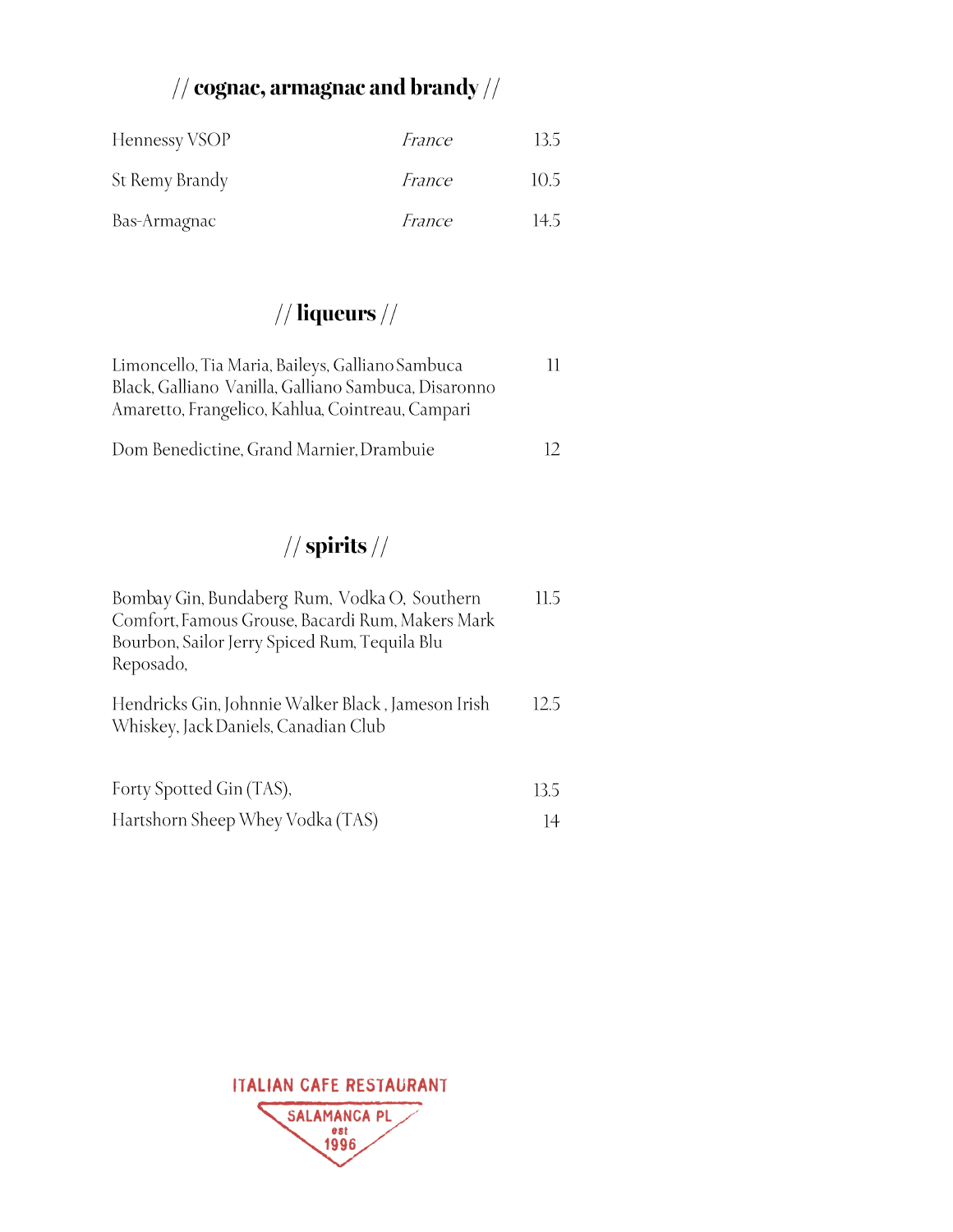## // cognac, armagnac and brandy //

| | | |
|---|---|---|
| Hennessy VSOP | *France* | 13.5 |
| St Remy Brandy | *France* | 10.5 |
| Bas-Armagnac | *France* | 14.5 |

## // liqueurs //

| | |
|---|---|
| Limoncello, Tia Maria, Baileys, Galliano Sambuca Black, Galliano Vanilla, Galliano Sambuca, Disaronno Amaretto, Frangelico, Kahlua, Cointreau, Campari | 11 |
| Dom Benedictine, Grand Marnier, Drambuie | 12 |

## // spirits //

| | |
|---|---|
| Bombay Gin, Bundaberg Rum, Vodka O, Southern Comfort, Famous Grouse, Bacardi Rum, Makers Mark Bourbon, Sailor Jerry Spiced Rum, Tequila Blu Reposado, | 11.5 |
| Hendricks Gin, Johnnie Walker Black , Jameson Irish Whiskey, Jack Daniels, Canadian Club | 12.5 |
| Forty Spotted Gin (TAS), | 13.5 |
| Hartshorn Sheep Whey Vodka (TAS) | 14 |

ITALIAN CAFE RESTAURANT
SALAMANCA PL
est
1996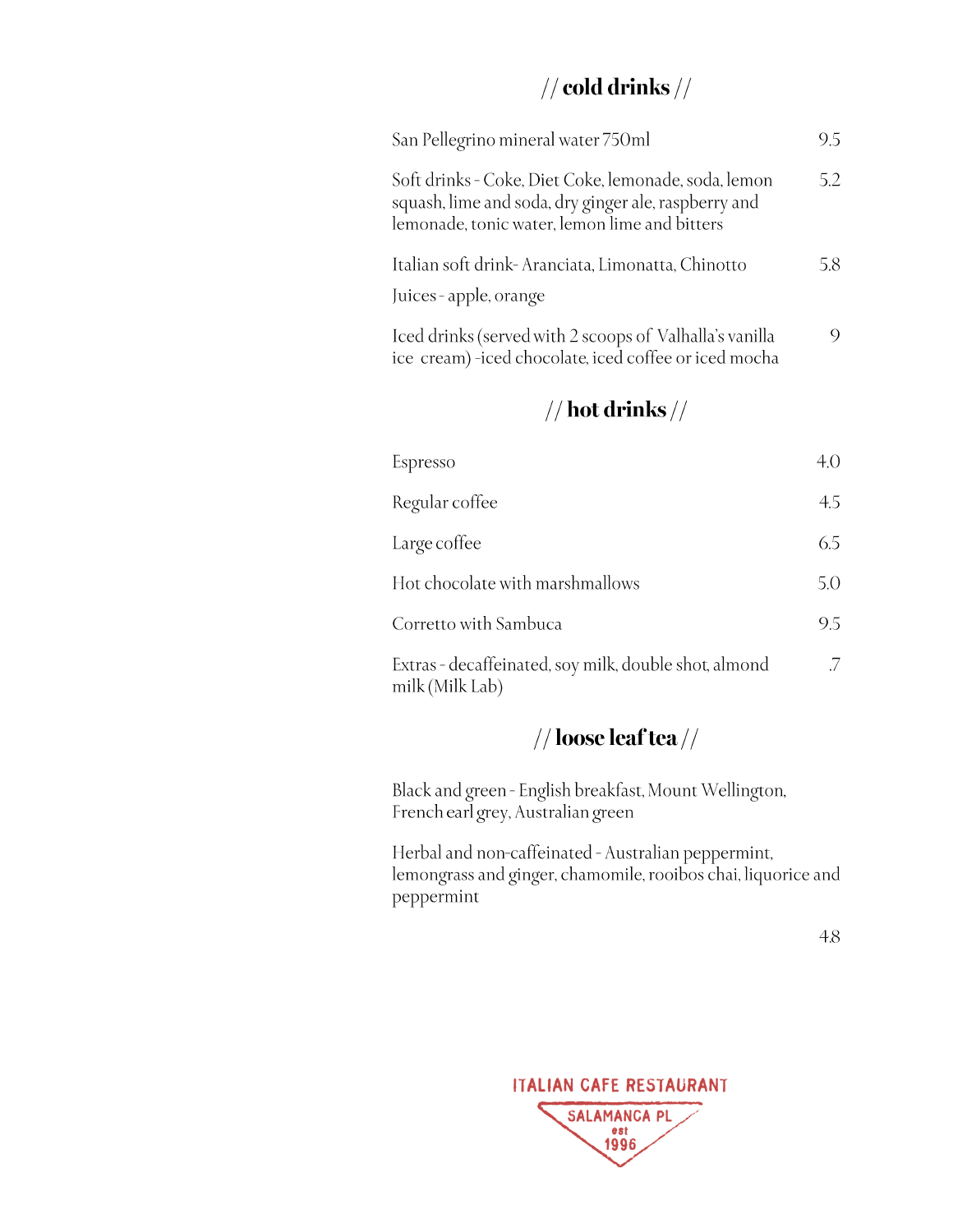## // cold drinks //

| | |
|---|---|
| San Pellegrino mineral water 750ml | 9.5 |
| Soft drinks - Coke, Diet Coke, lemonade, soda, lemon squash, lime and soda, dry ginger ale, raspberry and lemonade, tonic water, lemon lime and bitters | 5.2 |
| Italian soft drink- Aranciata, Limonatta, Chinotto | 5.8 |
| Juices - apple, orange | |
| Iced drinks (served with 2 scoops of Valhalla's vanilla ice cream) -iced chocolate, iced coffee or iced mocha | 9 |

## // hot drinks //

| | |
|---|---|
| Espresso | 4.0 |
| Regular coffee | 4.5 |
| Large coffee | 6.5 |
| Hot chocolate with marshmallows | 5.0 |
| Corretto with Sambuca | 9.5 |
| Extras - decaffeinated, soy milk, double shot, almond milk (Milk Lab) | .7 |

## // loose leaf tea //

Black and green - English breakfast, Mount Wellington, French earl grey, Australian green

Herbal and non-caffeinated - Australian peppermint, lemongrass and ginger, chamomile, rooibos chai, liquorice and peppermint

4.8

ITALIAN CAFE RESTAURANT

SALAMANCA PL

est

1996